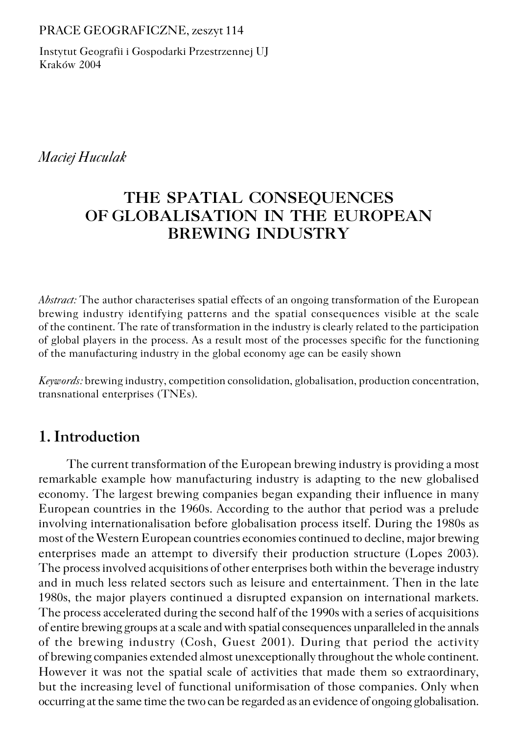PRACE GEOGRAFICZNE, zeszyt 114

Instytut Geografii i Gospodarki Przestrzennej UJ
Kraków 2004

*Maciej Huculak*

# THE SPATIAL CONSEQUENCES OF GLOBALISATION IN THE EUROPEAN BREWING INDUSTRY

*Abstract:* The author characterises spatial effects of an ongoing transformation of the European brewing industry identifying patterns and the spatial consequences visible at the scale of the continent. The rate of transformation in the industry is clearly related to the participation of global players in the process. As a result most of the processes specific for the functioning of the manufacturing industry in the global economy age can be easily shown

*Keywords:* brewing industry, competition consolidation, globalisation, production concentration, transnational enterprises (TNEs).

## 1. Introduction

The current transformation of the European brewing industry is providing a most remarkable example how manufacturing industry is adapting to the new globalised economy. The largest brewing companies began expanding their influence in many European countries in the 1960s. According to the author that period was a prelude involving internationalisation before globalisation process itself. During the 1980s as most of the Western European countries economies continued to decline, major brewing enterprises made an attempt to diversify their production structure (Lopes 2003). The process involved acquisitions of other enterprises both within the beverage industry and in much less related sectors such as leisure and entertainment. Then in the late 1980s, the major players continued a disrupted expansion on international markets. The process accelerated during the second half of the 1990s with a series of acquisitions of entire brewing groups at a scale and with spatial consequences unparalleled in the annals of the brewing industry (Cosh, Guest 2001). During that period the activity of brewing companies extended almost unexceptionally throughout the whole continent. However it was not the spatial scale of activities that made them so extraordinary, but the increasing level of functional uniformisation of those companies. Only when occurring at the same time the two can be regarded as an evidence of ongoing globalisation.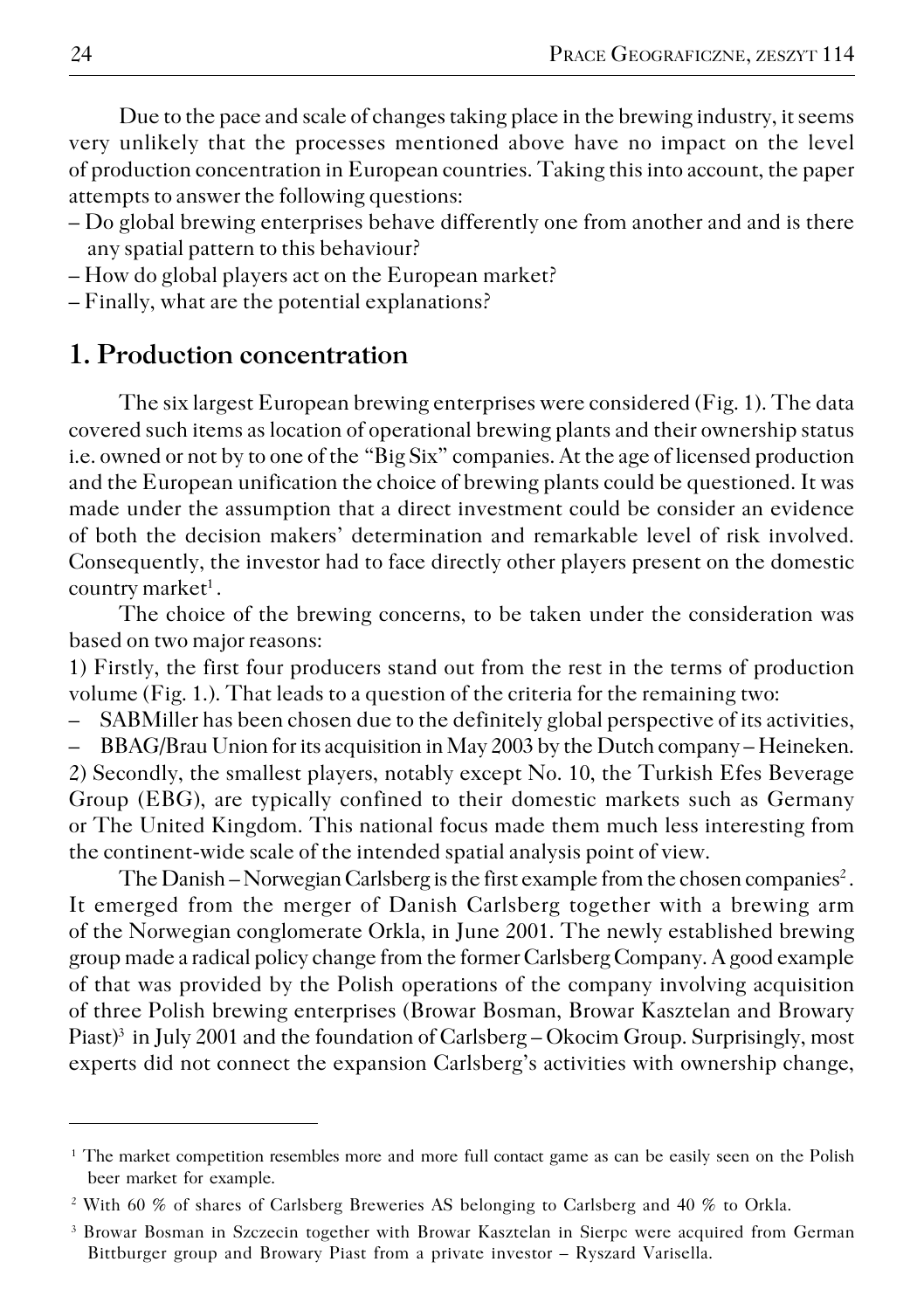Due to the pace and scale of changes taking place in the brewing industry, it seems very unlikely that the processes mentioned above have no impact on the level of production concentration in European countries. Taking this into account, the paper attempts to answer the following questions:

– Do global brewing enterprises behave differently one from another and and is there any spatial pattern to this behaviour?
– How do global players act on the European market?
– Finally, what are the potential explanations?

## 1. Production concentration

The six largest European brewing enterprises were considered (Fig. 1). The data covered such items as location of operational brewing plants and their ownership status i.e. owned or not by to one of the "Big Six" companies. At the age of licensed production and the European unification the choice of brewing plants could be questioned. It was made under the assumption that a direct investment could be consider an evidence of both the decision makers' determination and remarkable level of risk involved. Consequently, the investor had to face directly other players present on the domestic country market[1].

The choice of the brewing concerns, to be taken under the consideration was based on two major reasons:

1) Firstly, the first four producers stand out from the rest in the terms of production volume (Fig. 1.). That leads to a question of the criteria for the remaining two:

– SABMiller has been chosen due to the definitely global perspective of its activities,
– BBAG/Brau Union for its acquisition in May 2003 by the Dutch company – Heineken.

2) Secondly, the smallest players, notably except No. 10, the Turkish Efes Beverage Group (EBG), are typically confined to their domestic markets such as Germany or The United Kingdom. This national focus made them much less interesting from the continent-wide scale of the intended spatial analysis point of view.

The Danish – Norwegian Carlsberg is the first example from the chosen companies[2]. It emerged from the merger of Danish Carlsberg together with a brewing arm of the Norwegian conglomerate Orkla, in June 2001. The newly established brewing group made a radical policy change from the former Carlsberg Company. A good example of that was provided by the Polish operations of the company involving acquisition of three Polish brewing enterprises (Browar Bosman, Browar Kasztelan and Browary Piast)[3] in July 2001 and the foundation of Carlsberg – Okocim Group. Surprisingly, most experts did not connect the expansion Carlsberg's activities with ownership change,

---

[1] The market competition resembles more and more full contact game as can be easily seen on the Polish beer market for example.

[2] With 60 % of shares of Carlsberg Breweries AS belonging to Carlsberg and 40 % to Orkla.

[3] Browar Bosman in Szczecin together with Browar Kasztelan in Sierpc were acquired from German Bittburger group and Browary Piast from a private investor – Ryszard Varisella.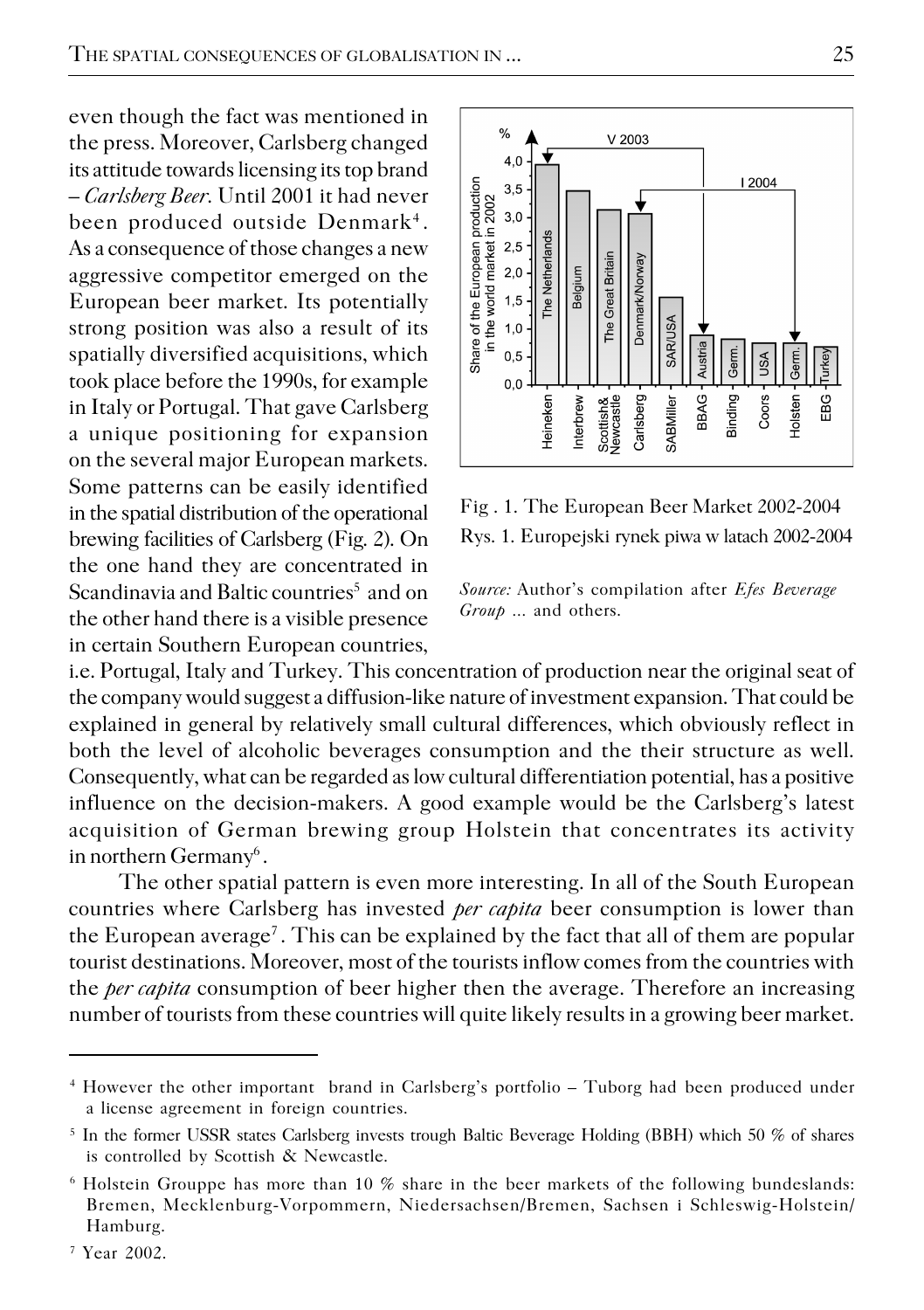even though the fact was mentioned in the press. Moreover, Carlsberg changed its attitude towards licensing its top brand – *Carlsberg Beer*. Until 2001 it had never been produced outside Denmark[4]. As a consequence of those changes a new aggressive competitor emerged on the European beer market. Its potentially strong position was also a result of its spatially diversified acquisitions, which took place before the 1990s, for example in Italy or Portugal. That gave Carlsberg a unique positioning for expansion on the several major European markets. Some patterns can be easily identified in the spatial distribution of the operational brewing facilities of Carlsberg (Fig. 2). On the one hand they are concentrated in Scandinavia and Baltic countries[5] and on the other hand there is a visible presence in certain Southern European countries, i.e. Portugal, Italy and Turkey. This concentration of production near the original seat of the company would suggest a diffusion-like nature of investment expansion. That could be explained in general by relatively small cultural differences, which obviously reflect in both the level of alcoholic beverages consumption and the their structure as well. Consequently, what can be regarded as low cultural differentiation potential, has a positive influence on the decision-makers. A good example would be the Carlsberg's latest acquisition of German brewing group Holstein that concentrates its activity in northern Germany[6].

Fig . 1. The European Beer Market 2002-2004

Rys. 1. Europejski rynek piwa w latach 2002-2004

*Source:* Author's compilation after *Efes Beverage Group ...* and others.

The other spatial pattern is even more interesting. In all of the South European countries where Carlsberg has invested *per capita* beer consumption is lower than the European average[7]. This can be explained by the fact that all of them are popular tourist destinations. Moreover, most of the tourists inflow comes from the countries with the *per capita* consumption of beer higher then the average. Therefore an increasing number of tourists from these countries will quite likely results in a growing beer market.

---

[4] However the other important brand in Carlsberg's portfolio – Tuborg had been produced under a license agreement in foreign countries.

[5] In the former USSR states Carlsberg invests trough Baltic Beverage Holding (BBH) which 50 % of shares is controlled by Scottish & Newcastle.

[6] Holstein Grouppe has more than 10 % share in the beer markets of the following bundeslands: Bremen, Mecklenburg-Vorpommern, Niedersachsen/Bremen, Sachsen i Schleswig-Holstein/ Hamburg.

[7] Year 2002.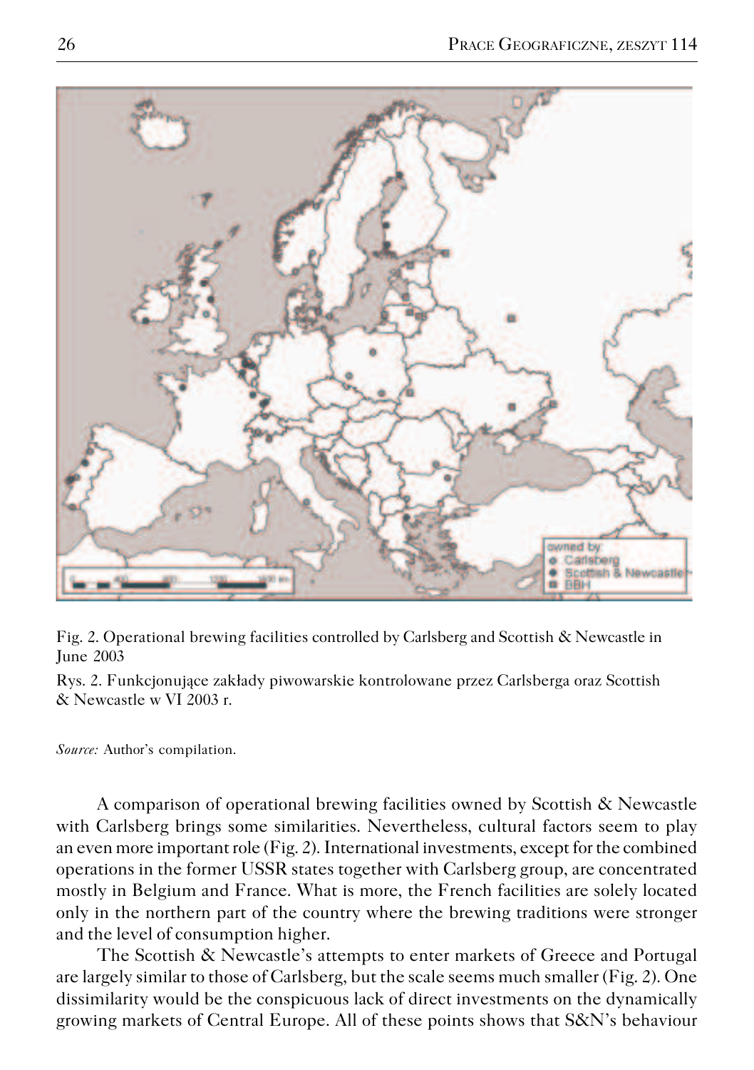Fig. 2. Operational brewing facilities controlled by Carlsberg and Scottish & Newcastle in June 2003

Rys. 2. Funkcjonujące zakłady piwowarskie kontrolowane przez Carlsberga oraz Scottish & Newcastle w VI 2003 r.

*Source:* Author's compilation.

A comparison of operational brewing facilities owned by Scottish & Newcastle with Carlsberg brings some similarities. Nevertheless, cultural factors seem to play an even more important role (Fig. 2). International investments, except for the combined operations in the former USSR states together with Carlsberg group, are concentrated mostly in Belgium and France. What is more, the French facilities are solely located only in the northern part of the country where the brewing traditions were stronger and the level of consumption higher.

The Scottish & Newcastle's attempts to enter markets of Greece and Portugal are largely similar to those of Carlsberg, but the scale seems much smaller (Fig. 2). One dissimilarity would be the conspicuous lack of direct investments on the dynamically growing markets of Central Europe. All of these points shows that S&N's behaviour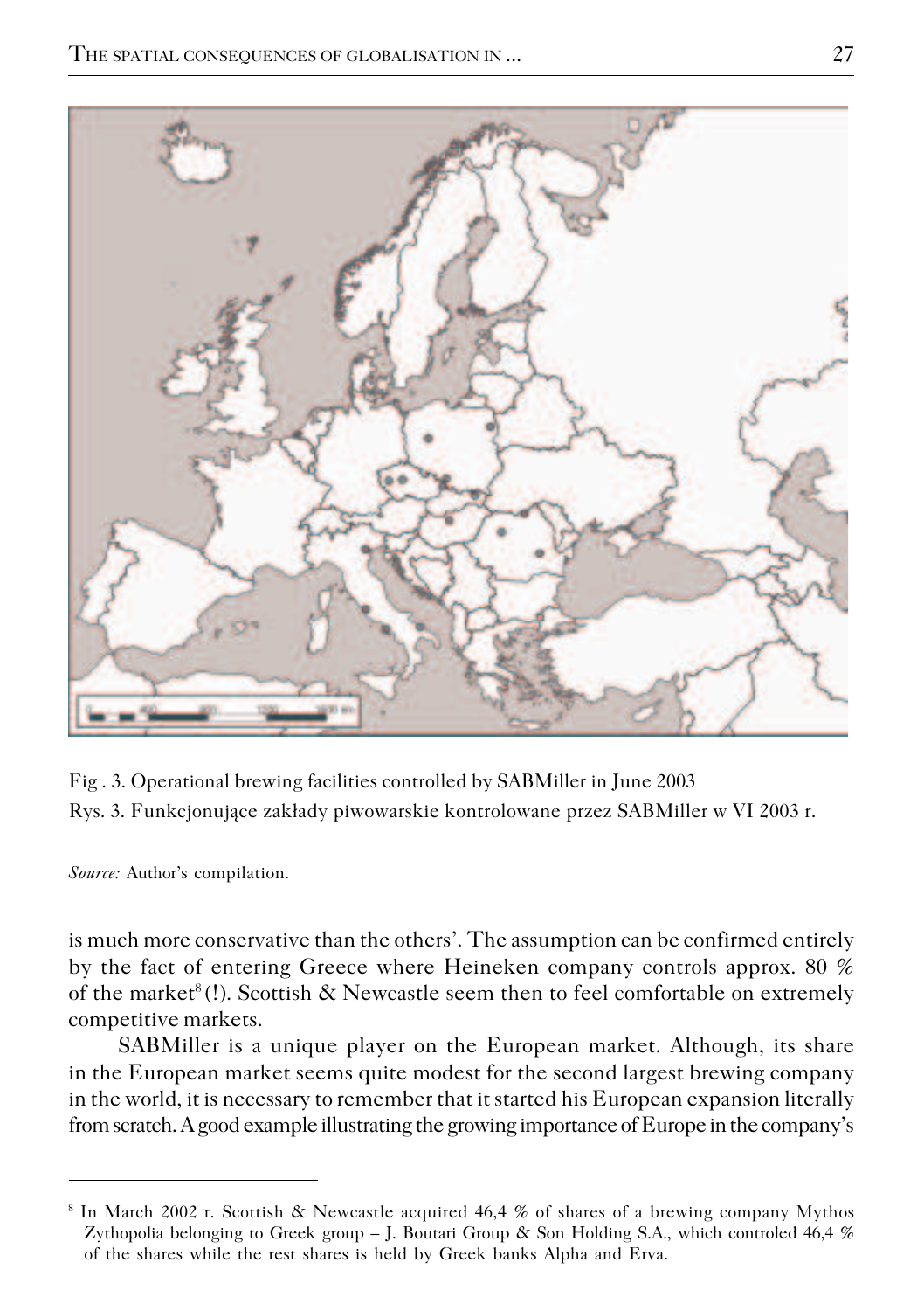Fig . 3. Operational brewing facilities controlled by SABMiller in June 2003

Rys. 3. Funkcjonujące zakłady piwowarskie kontrolowane przez SABMiller w VI 2003 r.

*Source:* Author's compilation.

is much more conservative than the others'. The assumption can be confirmed entirely by the fact of entering Greece where Heineken company controls approx. 80 % of the market[8] (!). Scottish & Newcastle seem then to feel comfortable on extremely competitive markets.

SABMiller is a unique player on the European market. Although, its share in the European market seems quite modest for the second largest brewing company in the world, it is necessary to remember that it started his European expansion literally from scratch. A good example illustrating the growing importance of Europe in the company's

---

[8] In March 2002 r. Scottish & Newcastle acquired 46,4 % of shares of a brewing company Mythos Zythopolia belonging to Greek group – J. Boutari Group & Son Holding S.A., which controled 46,4 % of the shares while the rest shares is held by Greek banks Alpha and Erva.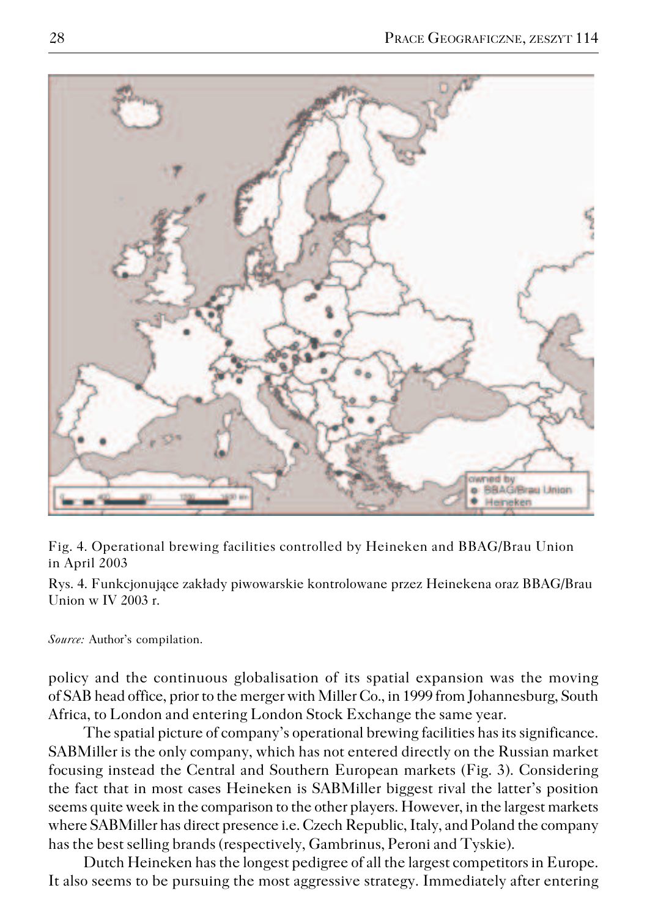Fig. 4. Operational brewing facilities controlled by Heineken and BBAG/Brau Union in April 2003

Rys. 4. Funkcjonujące zakłady piwowarskie kontrolowane przez Heinekena oraz BBAG/Brau Union w IV 2003 r.

*Source:* Author's compilation.

policy and the continuous globalisation of its spatial expansion was the moving of SAB head office, prior to the merger with Miller Co., in 1999 from Johannesburg, South Africa, to London and entering London Stock Exchange the same year.

The spatial picture of company's operational brewing facilities has its significance. SABMiller is the only company, which has not entered directly on the Russian market focusing instead the Central and Southern European markets (Fig. 3). Considering the fact that in most cases Heineken is SABMiller biggest rival the latter's position seems quite week in the comparison to the other players. However, in the largest markets where SABMiller has direct presence i.e. Czech Republic, Italy, and Poland the company has the best selling brands (respectively, Gambrinus, Peroni and Tyskie).

Dutch Heineken has the longest pedigree of all the largest competitors in Europe. It also seems to be pursuing the most aggressive strategy. Immediately after entering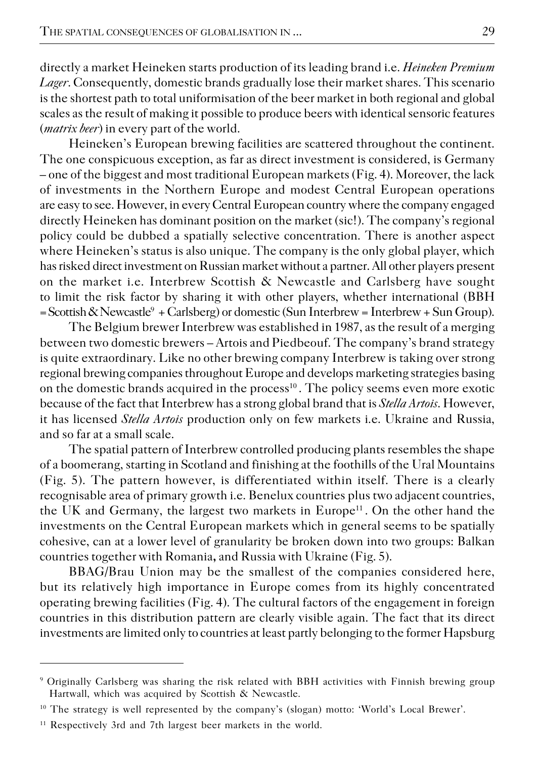directly a market Heineken starts production of its leading brand i.e. *Heineken Premium Lager*. Consequently, domestic brands gradually lose their market shares. This scenario is the shortest path to total uniformisation of the beer market in both regional and global scales as the result of making it possible to produce beers with identical sensoric features (*matrix beer*) in every part of the world.

Heineken's European brewing facilities are scattered throughout the continent. The one conspicuous exception, as far as direct investment is considered, is Germany – one of the biggest and most traditional European markets (Fig. 4). Moreover, the lack of investments in the Northern Europe and modest Central European operations are easy to see. However, in every Central European country where the company engaged directly Heineken has dominant position on the market (sic!). The company's regional policy could be dubbed a spatially selective concentration. There is another aspect where Heineken's status is also unique. The company is the only global player, which has risked direct investment on Russian market without a partner. All other players present on the market i.e. Interbrew Scottish & Newcastle and Carlsberg have sought to limit the risk factor by sharing it with other players, whether international (BBH = Scottish & Newcastle[9] + Carlsberg) or domestic (Sun Interbrew = Interbrew + Sun Group).

The Belgium brewer Interbrew was established in 1987, as the result of a merging between two domestic brewers – Artois and Piedbeouf. The company's brand strategy is quite extraordinary. Like no other brewing company Interbrew is taking over strong regional brewing companies throughout Europe and develops marketing strategies basing on the domestic brands acquired in the process[10]. The policy seems even more exotic because of the fact that Interbrew has a strong global brand that is *Stella Artois*. However, it has licensed *Stella Artois* production only on few markets i.e. Ukraine and Russia, and so far at a small scale.

The spatial pattern of Interbrew controlled producing plants resembles the shape of a boomerang, starting in Scotland and finishing at the foothills of the Ural Mountains (Fig. 5). The pattern however, is differentiated within itself. There is a clearly recognisable area of primary growth i.e. Benelux countries plus two adjacent countries, the UK and Germany, the largest two markets in Europe[11]. On the other hand the investments on the Central European markets which in general seems to be spatially cohesive, can at a lower level of granularity be broken down into two groups: Balkan countries together with Romania**,** and Russia with Ukraine (Fig. 5).

BBAG/Brau Union may be the smallest of the companies considered here, but its relatively high importance in Europe comes from its highly concentrated operating brewing facilities (Fig. 4). The cultural factors of the engagement in foreign countries in this distribution pattern are clearly visible again. The fact that its direct investments are limited only to countries at least partly belonging to the former Hapsburg

---

[9] Originally Carlsberg was sharing the risk related with BBH activities with Finnish brewing group Hartwall, which was acquired by Scottish & Newcastle.

[10] The strategy is well represented by the company's (slogan) motto: 'World's Local Brewer'.

[11] Respectively 3rd and 7th largest beer markets in the world.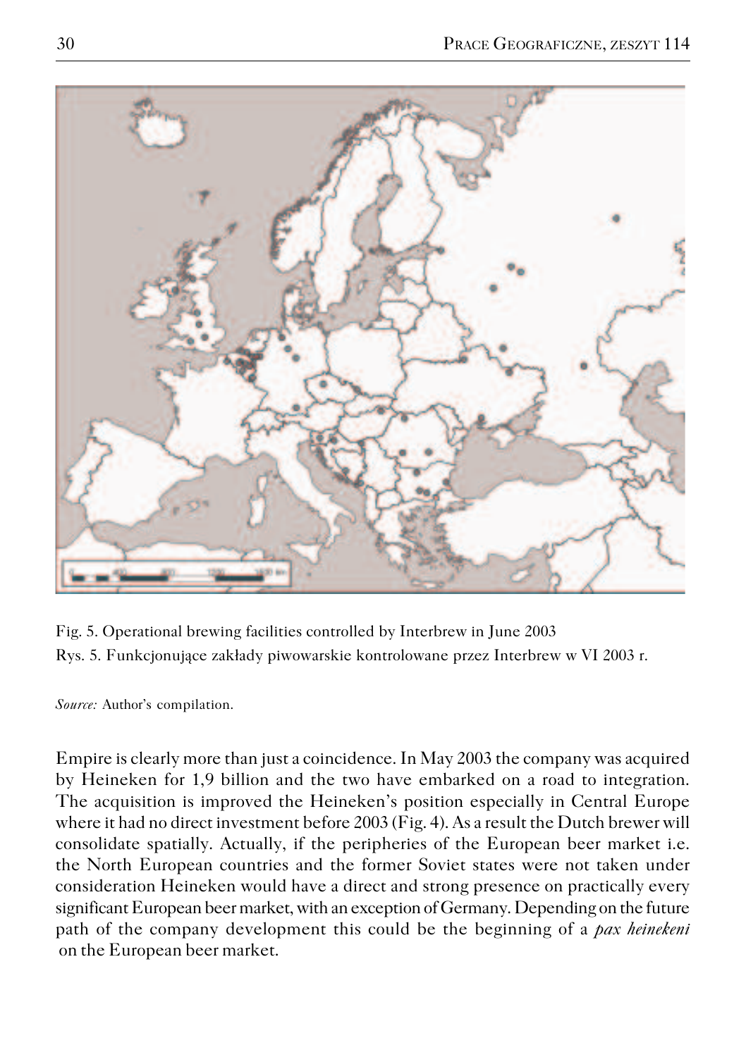Fig. 5. Operational brewing facilities controlled by Interbrew in June 2003

Rys. 5. Funkcjonujące zakłady piwowarskie kontrolowane przez Interbrew w VI 2003 r.

*Source:* Author's compilation.

Empire is clearly more than just a coincidence. In May 2003 the company was acquired by Heineken for 1,9 billion and the two have embarked on a road to integration. The acquisition is improved the Heineken's position especially in Central Europe where it had no direct investment before 2003 (Fig. 4). As a result the Dutch brewer will consolidate spatially. Actually, if the peripheries of the European beer market i.e. the North European countries and the former Soviet states were not taken under consideration Heineken would have a direct and strong presence on practically every significant European beer market, with an exception of Germany. Depending on the future path of the company development this could be the beginning of a *pax heinekeni* on the European beer market.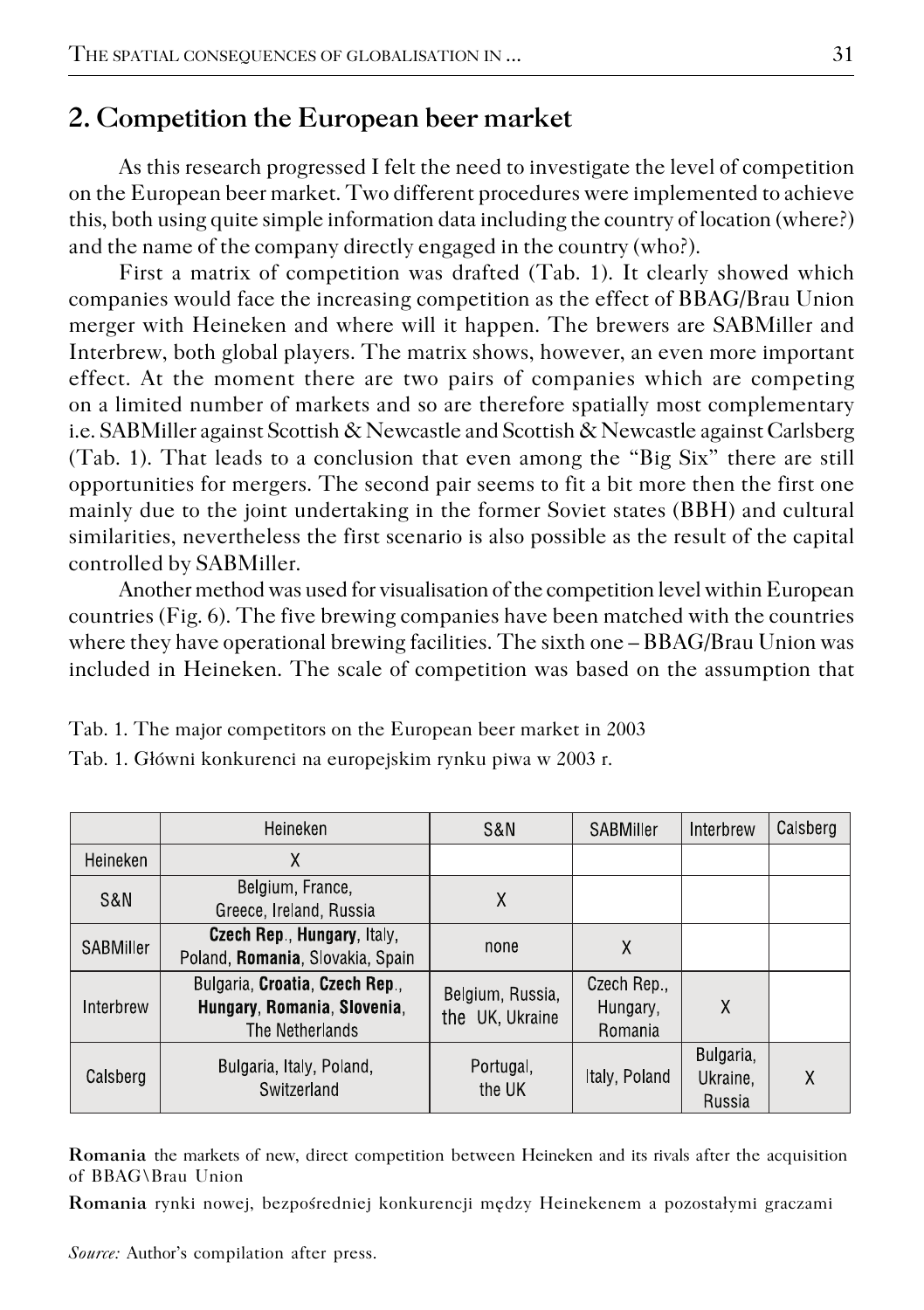## 2. Competition the European beer market

As this research progressed I felt the need to investigate the level of competition on the European beer market. Two different procedures were implemented to achieve this, both using quite simple information data including the country of location (where?) and the name of the company directly engaged in the country (who?).

First a matrix of competition was drafted (Tab. 1). It clearly showed which companies would face the increasing competition as the effect of BBAG/Brau Union merger with Heineken and where will it happen. The brewers are SABMiller and Interbrew, both global players. The matrix shows, however, an even more important effect. At the moment there are two pairs of companies which are competing on a limited number of markets and so are therefore spatially most complementary i.e. SABMiller against Scottish & Newcastle and Scottish & Newcastle against Carlsberg (Tab. 1). That leads to a conclusion that even among the "Big Six" there are still opportunities for mergers. The second pair seems to fit a bit more then the first one mainly due to the joint undertaking in the former Soviet states (BBH) and cultural similarities, nevertheless the first scenario is also possible as the result of the capital controlled by SABMiller.

Another method was used for visualisation of the competition level within European countries (Fig. 6). The five brewing companies have been matched with the countries where they have operational brewing facilities. The sixth one – BBAG/Brau Union was included in Heineken. The scale of competition was based on the assumption that

Tab. 1. The major competitors on the European beer market in 2003

Tab. 1. Główni konkurenci na europejskim rynku piwa w 2003 r.

| | Heineken | S&N | SABMiller | Interbrew | Calsberg |
|---|---|---|---|---|---|
| Heineken | X | | | | |
| S&N | Belgium, France, Greece, Ireland, Russia | X | | | |
| SABMiller | **Czech Rep.**, **Hungary**, Italy, Poland, **Romania**, Slovakia, Spain | none | X | | |
| Interbrew | Bulgaria, **Croatia**, **Czech Rep.**, **Hungary**, **Romania**, **Slovenia**, The Netherlands | Belgium, Russia, the UK, Ukraine | Czech Rep., Hungary, Romania | X | |
| Calsberg | Bulgaria, Italy, Poland, Switzerland | Portugal, the UK | Italy, Poland | Bulgaria, Ukraine, Russia | X |

**Romania** the markets of new, direct competition between Heineken and its rivals after the acquisition of BBAG\Brau Union

**Romania** rynki nowej, bezpośredniej konkurencji między Heinekenem a pozostałymi graczami

*Source:* Author's compilation after press.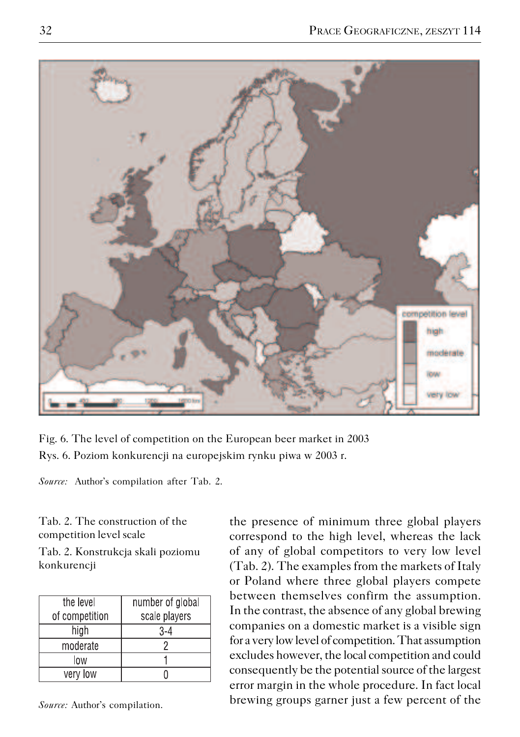Fig. 6. The level of competition on the European beer market in 2003

Rys. 6. Poziom konkurencji na europejskim rynku piwa w 2003 r.

*Source:* Author's compilation after Tab. 2.

Tab. 2. The construction of the competition level scale

Tab. 2. Konstrukcja skali poziomu konkurencji

| the level of competition | number of global scale players |
|---|---|
| high | 3-4 |
| moderate | 2 |
| low | 1 |
| very low | 0 |

*Source:* Author's compilation.

the presence of minimum three global players correspond to the high level, whereas the lack of any of global competitors to very low level (Tab. 2). The examples from the markets of Italy or Poland where three global players compete between themselves confirm the assumption. In the contrast, the absence of any global brewing companies on a domestic market is a visible sign for a very low level of competition. That assumption excludes however, the local competition and could consequently be the potential source of the largest error margin in the whole procedure. In fact local brewing groups garner just a few percent of the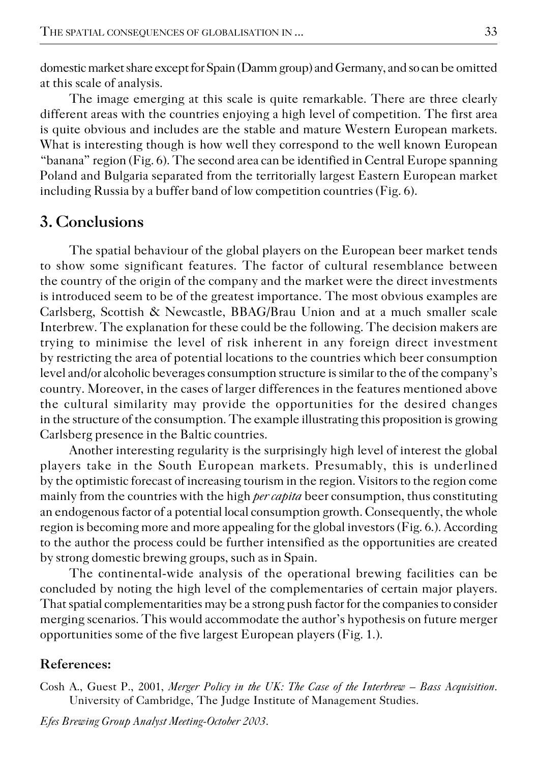domestic market share except for Spain (Damm group) and Germany, and so can be omitted at this scale of analysis.

The image emerging at this scale is quite remarkable. There are three clearly different areas with the countries enjoying a high level of competition. The first area is quite obvious and includes are the stable and mature Western European markets. What is interesting though is how well they correspond to the well known European "banana" region (Fig. 6). The second area can be identified in Central Europe spanning Poland and Bulgaria separated from the territorially largest Eastern European market including Russia by a buffer band of low competition countries (Fig. 6).

## 3. Conclusions

The spatial behaviour of the global players on the European beer market tends to show some significant features. The factor of cultural resemblance between the country of the origin of the company and the market were the direct investments is introduced seem to be of the greatest importance. The most obvious examples are Carlsberg, Scottish & Newcastle, BBAG/Brau Union and at a much smaller scale Interbrew. The explanation for these could be the following. The decision makers are trying to minimise the level of risk inherent in any foreign direct investment by restricting the area of potential locations to the countries which beer consumption level and/or alcoholic beverages consumption structure is similar to the of the company's country. Moreover, in the cases of larger differences in the features mentioned above the cultural similarity may provide the opportunities for the desired changes in the structure of the consumption. The example illustrating this proposition is growing Carlsberg presence in the Baltic countries.

Another interesting regularity is the surprisingly high level of interest the global players take in the South European markets. Presumably, this is underlined by the optimistic forecast of increasing tourism in the region. Visitors to the region come mainly from the countries with the high *per capita* beer consumption, thus constituting an endogenous factor of a potential local consumption growth. Consequently, the whole region is becoming more and more appealing for the global investors (Fig. 6.). According to the author the process could be further intensified as the opportunities are created by strong domestic brewing groups, such as in Spain.

The continental-wide analysis of the operational brewing facilities can be concluded by noting the high level of the complementaries of certain major players. That spatial complementarities may be a strong push factor for the companies to consider merging scenarios. This would accommodate the author's hypothesis on future merger opportunities some of the five largest European players (Fig. 1.).

### References:

Cosh A., Guest P., 2001, *Merger Policy in the UK: The Case of the Interbrew – Bass Acquisition*. University of Cambridge, The Judge Institute of Management Studies.

*Efes Brewing Group Analyst Meeting-October 2003*.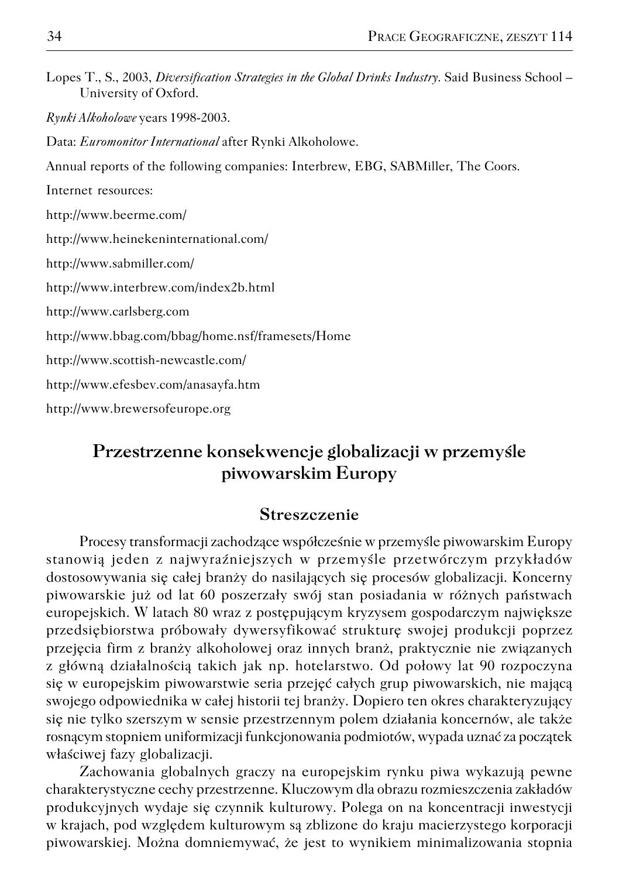Lopes T., S., 2003, *Diversification Strategies in the Global Drinks Industry*. Said Business School – University of Oxford.

*Rynki Alkoholowe* years 1998-2003.

Data: *Euromonitor International* after Rynki Alkoholowe.

Annual reports of the following companies: Interbrew, EBG, SABMiller, The Coors.

Internet resources:

http://www.beerme.com/

http://www.heinekeninternational.com/

http://www.sabmiller.com/

http://www.interbrew.com/index2b.html

http://www.carlsberg.com

http://www.bbag.com/bbag/home.nsf/framesets/Home

http://www.scottish-newcastle.com/

http://www.efesbev.com/anasayfa.htm

http://www.brewersofeurope.org

## Przestrzenne konsekwencje globalizacji w przemyśle piwowarskim Europy

### Streszczenie

Procesy transformacji zachodzące współcześnie w przemyśle piwowarskim Europy stanowią jeden z najwyraźniejszych w przemyśle przetwórczym przykładów dostosowywania się całej branży do nasilających się procesów globalizacji. Koncerny piwowarskie już od lat 60 poszerzały swój stan posiadania w różnych państwach europejskich. W latach 80 wraz z postępującym kryzysem gospodarczym największe przedsiębiorstwa próbowały dywersyfikować strukturę swojej produkcji poprzez przejęcia firm z branży alkoholowej oraz innych branż, praktycznie nie związanych z główną działalnością takich jak np. hotelarstwo. Od połowy lat 90 rozpoczyna się w europejskim piwowarstwie seria przejęć całych grup piwowarskich, nie mającą swojego odpowiednika w całej historii tej branży. Dopiero ten okres charakteryzujący się nie tylko szerszym w sensie przestrzennym polem działania koncernów, ale także rosnącym stopniem uniformizacji funkcjonowania podmiotów, wypada uznać za początek właściwej fazy globalizacji.

Zachowania globalnych graczy na europejskim rynku piwa wykazują pewne charakterystyczne cechy przestrzenne. Kluczowym dla obrazu rozmieszczenia zakładów produkcyjnych wydaje się czynnik kulturowy. Polega on na koncentracji inwestycji w krajach, pod względem kulturowym są zblizone do kraju macierzystego korporacji piwowarskiej. Można domniemywać, że jest to wynikiem minimalizowania stopnia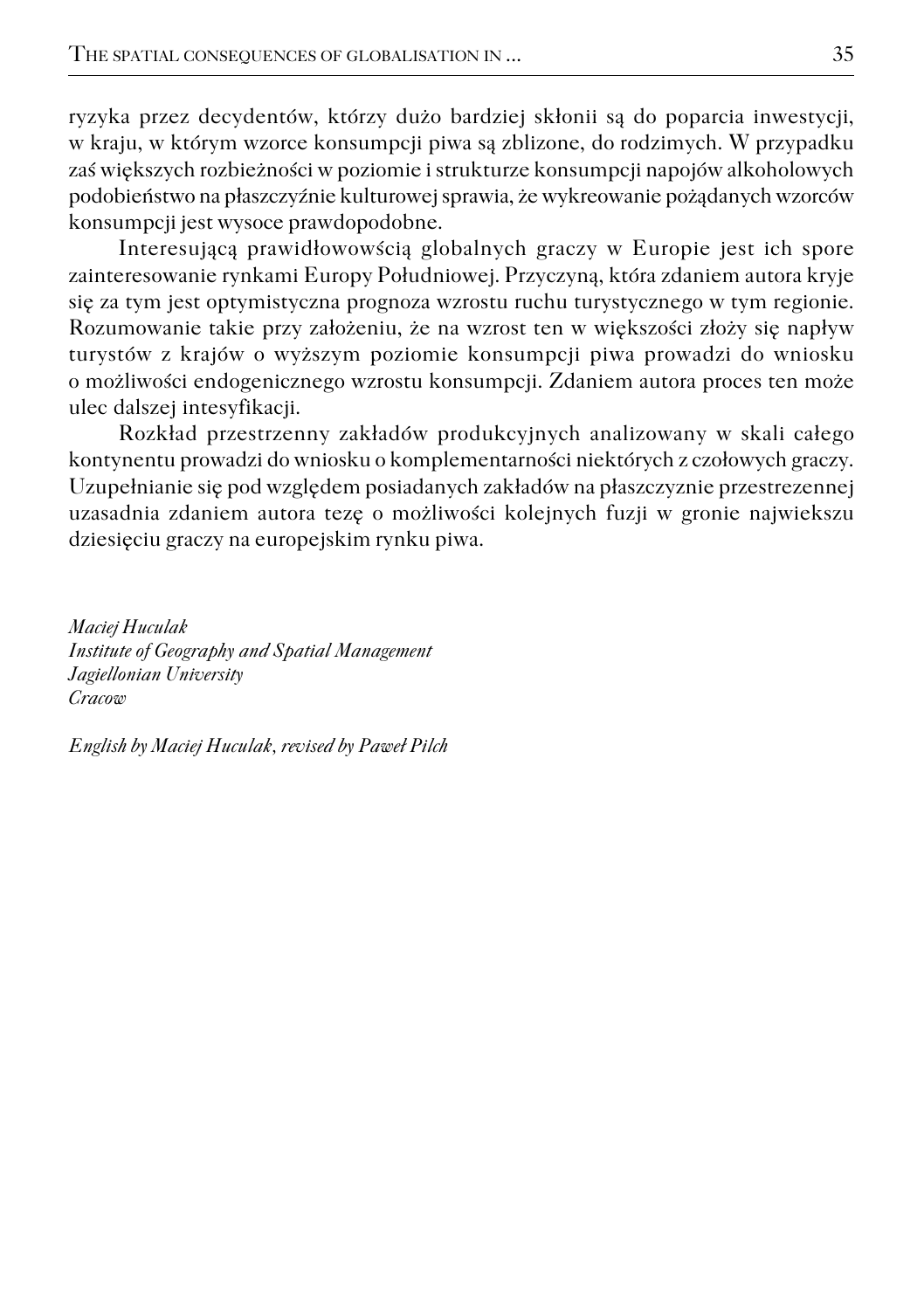ryzyka przez decydentów, którzy dużo bardziej skłonii są do poparcia inwestycji, w kraju, w którym wzorce konsumpcji piwa są zblizone, do rodzimych. W przypadku zaś większych rozbieżności w poziomie i strukturze konsumpcji napojów alkoholowych podobieństwo na płaszczyźnie kulturowej sprawia, że wykreowanie pożądanych wzorców konsumpcji jest wysoce prawdopodobne.

Interesującą prawidłowowścią globalnych graczy w Europie jest ich spore zainteresowanie rynkami Europy Południowej. Przyczyną, która zdaniem autora kryje się za tym jest optymistyczna prognoza wzrostu ruchu turystycznego w tym regionie. Rozumowanie takie przy założeniu, że na wzrost ten w większości złoży się napływ turystów z krajów o wyższym poziomie konsumpcji piwa prowadzi do wniosku o możliwości endogenicznego wzrostu konsumpcji. Zdaniem autora proces ten może ulec dalszej intesyfikacji.

Rozkład przestrzenny zakładów produkcyjnych analizowany w skali całego kontynentu prowadzi do wniosku o komplementarności niektórych z czołowych graczy. Uzupełnianie się pod względem posiadanych zakładów na płaszczyznie przestrezennej uzasadnia zdaniem autora tezę o możliwości kolejnych fuzji w gronie najwiekszu dziesięciu graczy na europejskim rynku piwa.

*Maciej Huculak*
*Institute of Geography and Spatial Management*
*Jagiellonian University*
*Cracow*

*English by Maciej Huculak, revised by Paweł Pilch*